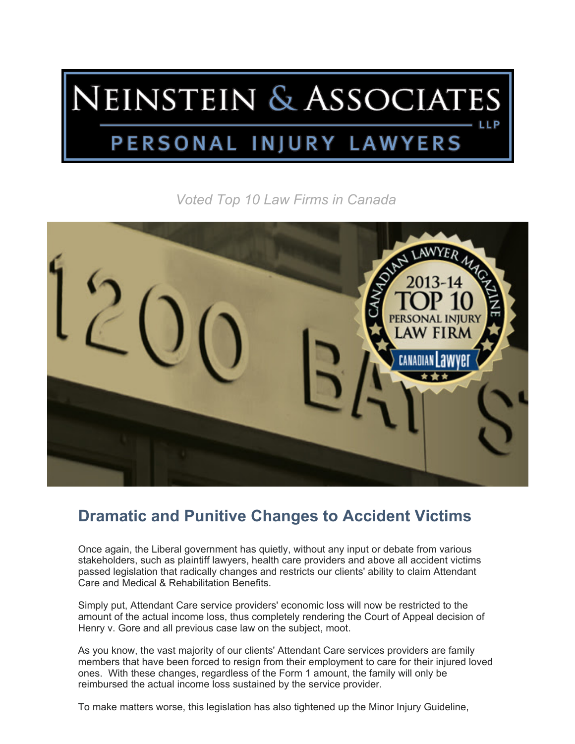# NEINSTEIN & ASSOCIATES LLP

PERSONAL INJURY LAWYERS

*Voted Top 10 Law Firms in Canada*

## Dramatic and Punitive Changes to Accident Victims

Once again, the Liberal government has quietly, without any input or debate from various stakeholders, such as plaintiff lawyers, health care providers and above all accident victims passed legislation that radically changes and restricts our clients' ability to claim Attendant Care and Medical & Rehabilitation Benefits.

Simply put, Attendant Care service providers' economic loss will now be restricted to the amount of the actual income loss, thus completely rendering the Court of Appeal decision of Henry v. Gore and all previous case law on the subject, moot.

As you know, the vast majority of our clients' Attendant Care services providers are family members that have been forced to resign from their employment to care for their injured loved ones. With these changes, regardless of the Form 1 amount, the family will only be reimbursed the actual income loss sustained by the service provider.

To make matters worse, this legislation has also tightened up the Minor Injury Guideline,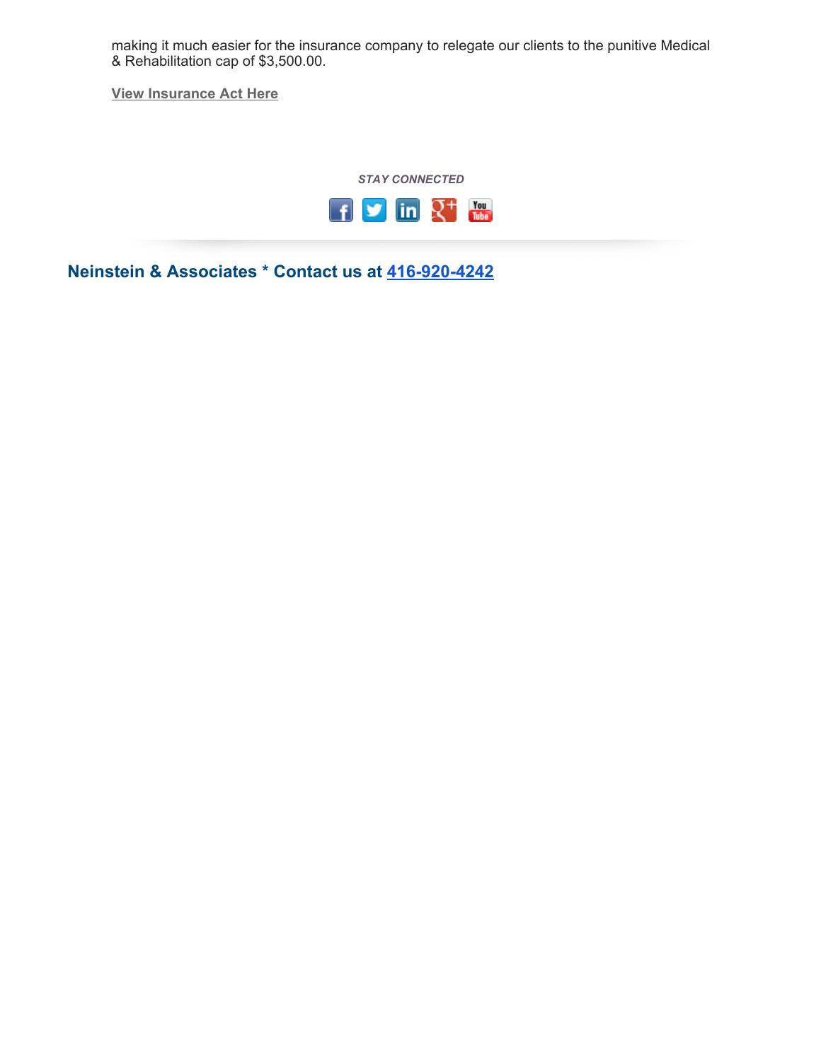making it much easier for the insurance company to relegate our clients to the punitive Medical & Rehabilitation cap of $3,500.00.

**View Insurance Act Here**

*STAY CONNECTED*

**Neinstein & Associates * Contact us at 416-920-4242**